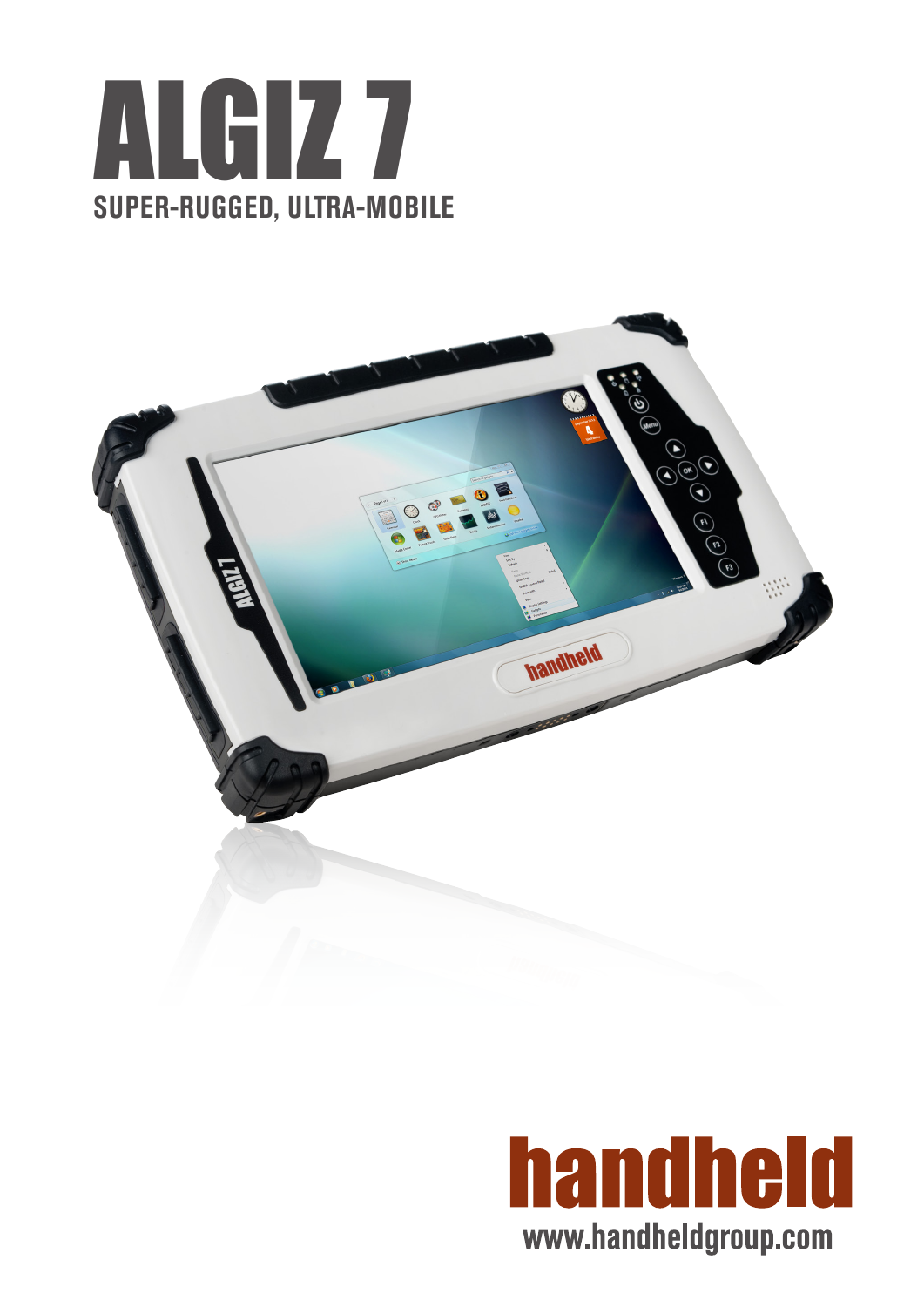# ALGIZ 7

**SUPER-RUGGED, ULTRA-MOBILE**

handheld

www.handheldgroup.com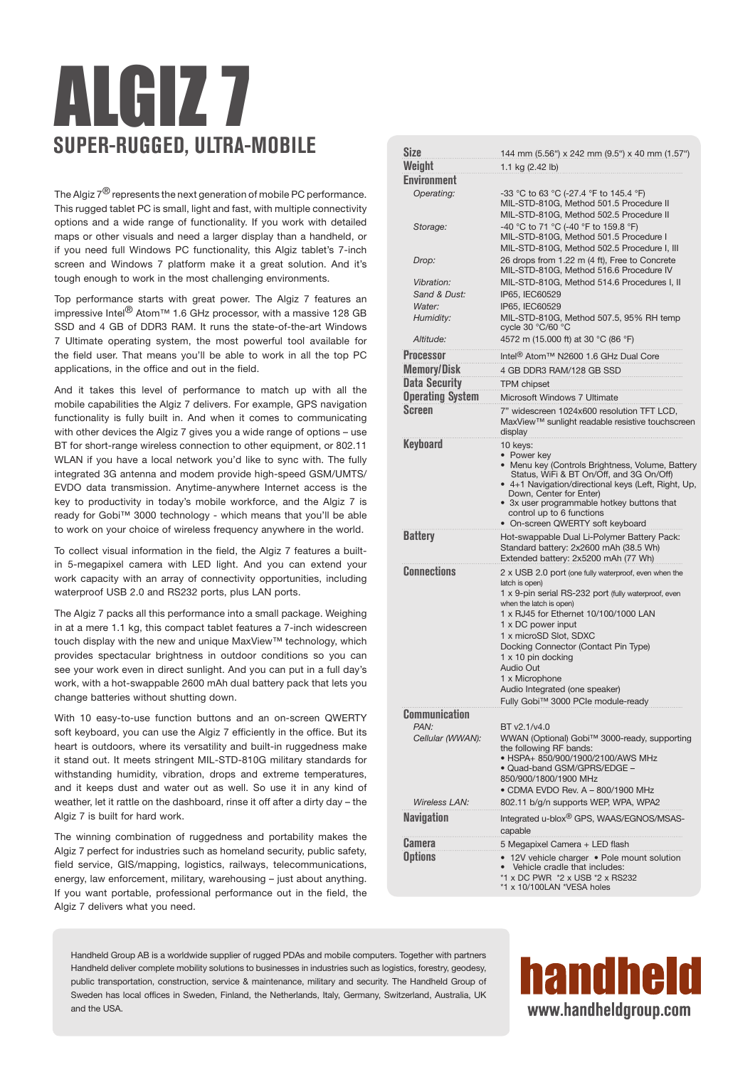# ALGIZ 7

## SUPER-RUGGED, ULTRA-MOBILE

The Algiz 7® represents the next generation of mobile PC performance. This rugged tablet PC is small, light and fast, with multiple connectivity options and a wide range of functionality. If you work with detailed maps or other visuals and need a larger display than a handheld, or if you need full Windows PC functionality, this Algiz tablet's 7-inch screen and Windows 7 platform make it a great solution. And it's tough enough to work in the most challenging environments.

Top performance starts with great power. The Algiz 7 features an impressive Intel® Atom™ 1.6 GHz processor, with a massive 128 GB SSD and 4 GB of DDR3 RAM. It runs the state-of-the-art Windows 7 Ultimate operating system, the most powerful tool available for the field user. That means you'll be able to work in all the top PC applications, in the office and out in the field.

And it takes this level of performance to match up with all the mobile capabilities the Algiz 7 delivers. For example, GPS navigation functionality is fully built in. And when it comes to communicating with other devices the Algiz 7 gives you a wide range of options – use BT for short-range wireless connection to other equipment, or 802.11 WLAN if you have a local network you'd like to sync with. The fully integrated 3G antenna and modem provide high-speed GSM/UMTS/EVDO data transmission. Anytime-anywhere Internet access is the key to productivity in today's mobile workforce, and the Algiz 7 is ready for Gobi™ 3000 technology - which means that you'll be able to work on your choice of wireless frequency anywhere in the world.

To collect visual information in the field, the Algiz 7 features a built-in 5-megapixel camera with LED light. And you can extend your work capacity with an array of connectivity opportunities, including waterproof USB 2.0 and RS232 ports, plus LAN ports.

The Algiz 7 packs all this performance into a small package. Weighing in at a mere 1.1 kg, this compact tablet features a 7-inch widescreen touch display with the new and unique MaxView™ technology, which provides spectacular brightness in outdoor conditions so you can see your work even in direct sunlight. And you can put in a full day's work, with a hot-swappable 2600 mAh dual battery pack that lets you change batteries without shutting down.

With 10 easy-to-use function buttons and an on-screen QWERTY soft keyboard, you can use the Algiz 7 efficiently in the office. But its heart is outdoors, where its versatility and built-in ruggedness make it stand out. It meets stringent MIL-STD-810G military standards for withstanding humidity, vibration, drops and extreme temperatures, and it keeps dust and water out as well. So use it in any kind of weather, let it rattle on the dashboard, rinse it off after a dirty day – the Algiz 7 is built for hard work.

The winning combination of ruggedness and portability makes the Algiz 7 perfect for industries such as homeland security, public safety, field service, GIS/mapping, logistics, railways, telecommunications, energy, law enforcement, military, warehousing – just about anything. If you want portable, professional performance out in the field, the Algiz 7 delivers what you need.

| | |
|---|---|
| **Size** | 144 mm (5.56") x 242 mm (9.5") x 40 mm (1.57") |
| **Weight** | 1.1 kg (2.42 lb) |
| **Environment** | |
| *Operating:* | -33 °C to 63 °C (-27.4 °F to 145.4 °F)<br>MIL-STD-810G, Method 501.5 Procedure II<br>MIL-STD-810G, Method 502.5 Procedure II |
| *Storage:* | -40 °C to 71 °C (-40 °F to 159.8 °F)<br>MIL-STD-810G, Method 501.5 Procedure I<br>MIL-STD-810G, Method 502.5 Procedure I, III |
| *Drop:* | 26 drops from 1.22 m (4 ft), Free to Concrete<br>MIL-STD-810G, Method 516.6 Procedure IV |
| *Vibration:* | MIL-STD-810G, Method 514.6 Procedures I, II |
| *Sand & Dust:* | IP65, IEC60529 |
| *Water:* | IP65, IEC60529 |
| *Humidity:* | MIL-STD-810G, Method 507.5, 95% RH temp cycle 30 °C/60 °C |
| *Altitude:* | 4572 m (15.000 ft) at 30 °C (86 °F) |
| **Processor** | Intel® Atom™ N2600 1.6 GHz Dual Core |
| **Memory/Disk** | 4 GB DDR3 RAM/128 GB SSD |
| **Data Security** | TPM chipset |
| **Operating System** | Microsoft Windows 7 Ultimate |
| **Screen** | 7" widescreen 1024x600 resolution TFT LCD, MaxView™ sunlight readable resistive touchscreen display |
| **Keyboard** | 10 keys:<br>• Power key<br>• Menu key (Controls Brightness, Volume, Battery Status, WiFi & BT On/Off, and 3G On/Off)<br>• 4+1 Navigation/directional keys (Left, Right, Up, Down, Center for Enter)<br>• 3x user programmable hotkey buttons that control up to 6 functions<br>• On-screen QWERTY soft keyboard |
| **Battery** | Hot-swappable Dual Li-Polymer Battery Pack:<br>Standard battery: 2x2600 mAh (38.5 Wh)<br>Extended battery: 2x5200 mAh (77 Wh) |
| **Connections** | 2 x USB 2.0 port (one fully waterproof, even when the latch is open)<br>1 x 9-pin serial RS-232 port (fully waterproof, even when the latch is open)<br>1 x RJ45 for Ethernet 10/100/1000 LAN<br>1 x DC power input<br>1 x microSD Slot, SDXC<br>Docking Connector (Contact Pin Type)<br>1 x 10 pin docking<br>Audio Out<br>1 x Microphone<br>Audio Integrated (one speaker)<br>Fully Gobi™ 3000 PCIe module-ready |
| **Communication** | |
| *PAN:* | BT v2.1/v4.0 |
| *Cellular (WWAN):* | WWAN (Optional) Gobi™ 3000-ready, supporting the following RF bands:<br>• HSPA+ 850/900/1900/2100/AWS MHz<br>• Quad-band GSM/GPRS/EDGE – 850/900/1800/1900 MHz<br>• CDMA EVDO Rev. A – 800/1900 MHz |
| *Wireless LAN:* | 802.11 b/g/n supports WEP, WPA, WPA2 |
| **Navigation** | Integrated u-blox® GPS, WAAS/EGNOS/MSAS-capable |
| **Camera** | 5 Megapixel Camera + LED flash |
| **Options** | • 12V vehicle charger • Pole mount solution<br>• Vehicle cradle that includes:<br>*1 x DC PWR *2 x USB *2 x RS232<br>*1 x 10/100LAN *VESA holes |

Handheld Group AB is a worldwide supplier of rugged PDAs and mobile computers. Together with partners Handheld deliver complete mobility solutions to businesses in industries such as logistics, forestry, geodesy, public transportation, construction, service & maintenance, military and security. The Handheld Group of Sweden has local offices in Sweden, Finland, the Netherlands, Italy, Germany, Switzerland, Australia, UK and the USA.

handheld
www.handheldgroup.com